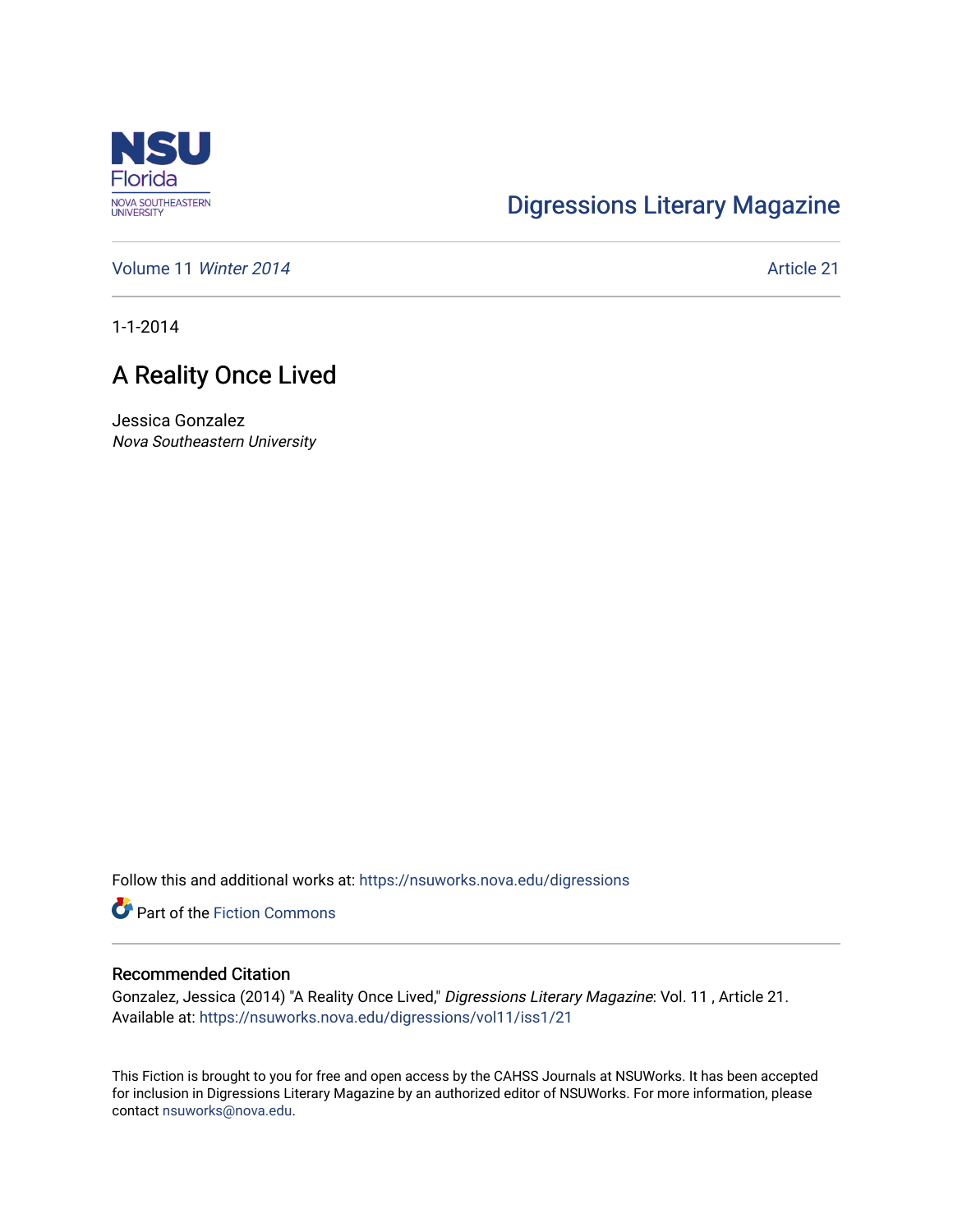Digressions Literary Magazine

Volume 11 *Winter 2014* Article 21

1-1-2014

# A Reality Once Lived

Jessica Gonzalez
*Nova Southeastern University*

Follow this and additional works at: https://nsuworks.nova.edu/digressions

Part of the Fiction Commons

## Recommended Citation

Gonzalez, Jessica (2014) "A Reality Once Lived," *Digressions Literary Magazine*: Vol. 11 , Article 21.
Available at: https://nsuworks.nova.edu/digressions/vol11/iss1/21

This Fiction is brought to you for free and open access by the CAHSS Journals at NSUWorks. It has been accepted for inclusion in Digressions Literary Magazine by an authorized editor of NSUWorks. For more information, please contact nsuworks@nova.edu.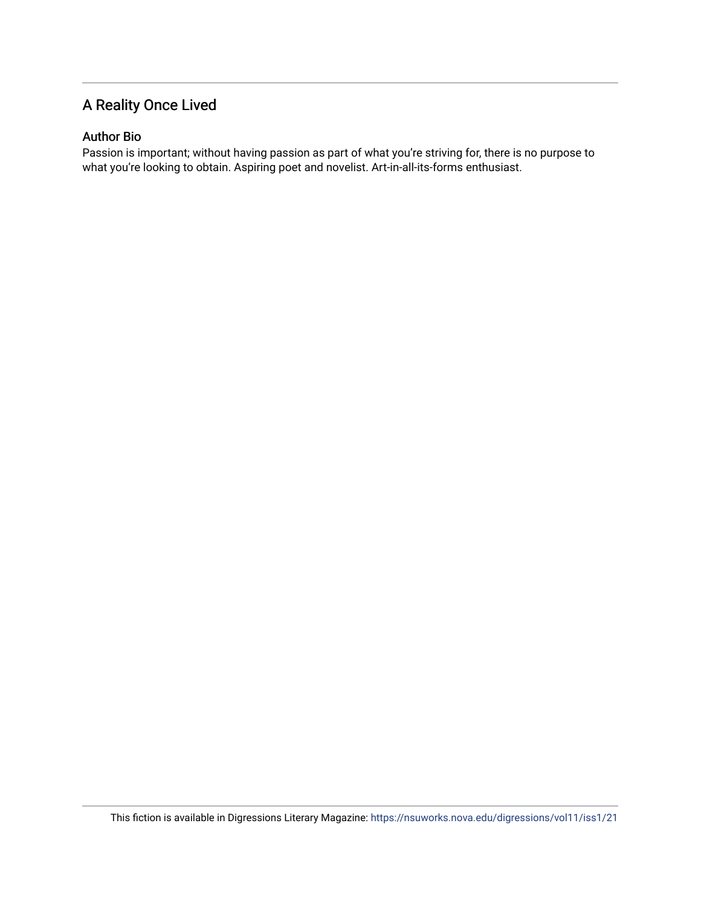## A Reality Once Lived

### Author Bio

Passion is important; without having passion as part of what you're striving for, there is no purpose to what you're looking to obtain. Aspiring poet and novelist. Art-in-all-its-forms enthusiast.

This fiction is available in Digressions Literary Magazine: https://nsuworks.nova.edu/digressions/vol11/iss1/21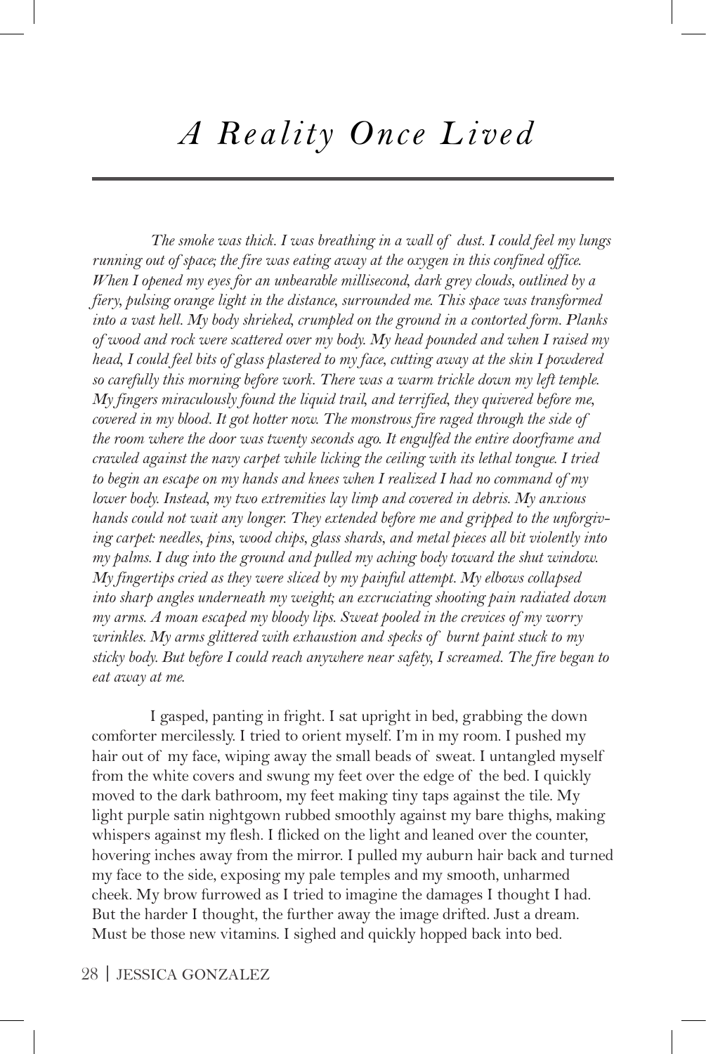# *A Reality Once Lived*

*The smoke was thick. I was breathing in a wall of dust. I could feel my lungs running out of space; the fire was eating away at the oxygen in this confined office. When I opened my eyes for an unbearable millisecond, dark grey clouds, outlined by a fiery, pulsing orange light in the distance, surrounded me. This space was transformed into a vast hell. My body shrieked, crumpled on the ground in a contorted form. Planks of wood and rock were scattered over my body. My head pounded and when I raised my head, I could feel bits of glass plastered to my face, cutting away at the skin I powdered so carefully this morning before work. There was a warm trickle down my left temple. My fingers miraculously found the liquid trail, and terrified, they quivered before me, covered in my blood. It got hotter now. The monstrous fire raged through the side of the room where the door was twenty seconds ago. It engulfed the entire doorframe and crawled against the navy carpet while licking the ceiling with its lethal tongue. I tried to begin an escape on my hands and knees when I realized I had no command of my lower body. Instead, my two extremities lay limp and covered in debris. My anxious hands could not wait any longer. They extended before me and gripped to the unforgiving carpet: needles, pins, wood chips, glass shards, and metal pieces all bit violently into my palms. I dug into the ground and pulled my aching body toward the shut window. My fingertips cried as they were sliced by my painful attempt. My elbows collapsed into sharp angles underneath my weight; an excruciating shooting pain radiated down my arms. A moan escaped my bloody lips. Sweat pooled in the crevices of my worry wrinkles. My arms glittered with exhaustion and specks of burnt paint stuck to my sticky body. But before I could reach anywhere near safety, I screamed. The fire began to eat away at me.*

I gasped, panting in fright. I sat upright in bed, grabbing the down comforter mercilessly. I tried to orient myself. I'm in my room. I pushed my hair out of my face, wiping away the small beads of sweat. I untangled myself from the white covers and swung my feet over the edge of the bed. I quickly moved to the dark bathroom, my feet making tiny taps against the tile. My light purple satin nightgown rubbed smoothly against my bare thighs, making whispers against my flesh. I flicked on the light and leaned over the counter, hovering inches away from the mirror. I pulled my auburn hair back and turned my face to the side, exposing my pale temples and my smooth, unharmed cheek. My brow furrowed as I tried to imagine the damages I thought I had. But the harder I thought, the further away the image drifted. Just a dream. Must be those new vitamins. I sighed and quickly hopped back into bed.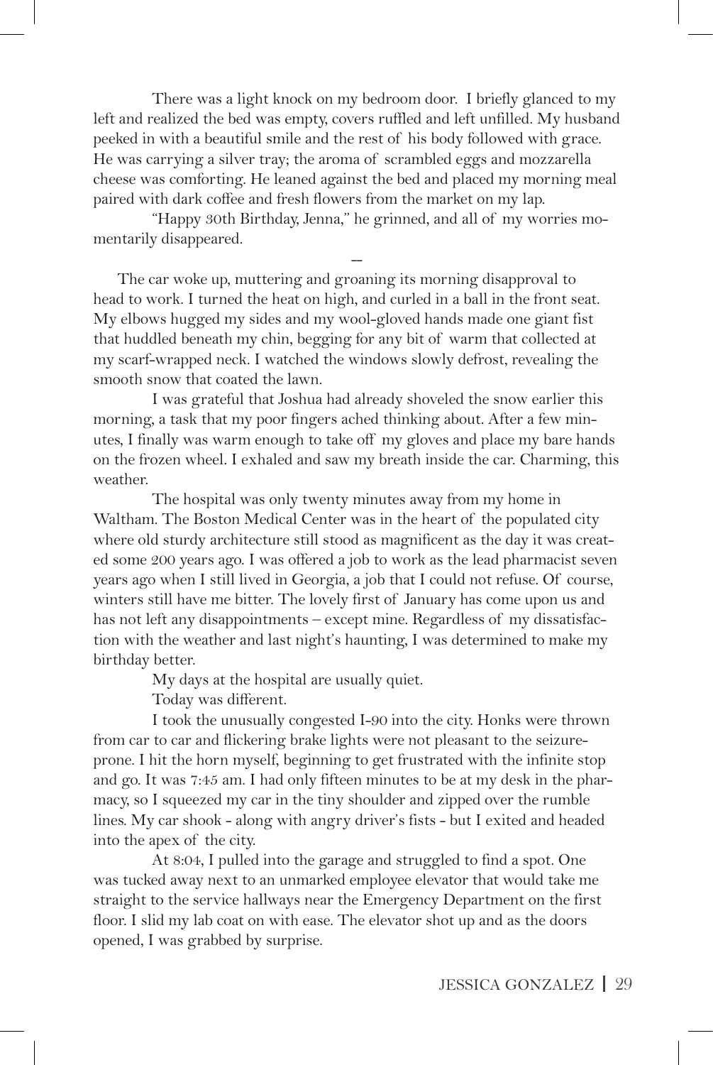There was a light knock on my bedroom door. I briefly glanced to my left and realized the bed was empty, covers ruffled and left unfilled. My husband peeked in with a beautiful smile and the rest of his body followed with grace. He was carrying a silver tray; the aroma of scrambled eggs and mozzarella cheese was comforting. He leaned against the bed and placed my morning meal paired with dark coffee and fresh flowers from the market on my lap.

"Happy 30th Birthday, Jenna," he grinned, and all of my worries momentarily disappeared.

–

The car woke up, muttering and groaning its morning disapproval to head to work. I turned the heat on high, and curled in a ball in the front seat. My elbows hugged my sides and my wool-gloved hands made one giant fist that huddled beneath my chin, begging for any bit of warm that collected at my scarf-wrapped neck. I watched the windows slowly defrost, revealing the smooth snow that coated the lawn.

I was grateful that Joshua had already shoveled the snow earlier this morning, a task that my poor fingers ached thinking about. After a few minutes, I finally was warm enough to take off my gloves and place my bare hands on the frozen wheel. I exhaled and saw my breath inside the car. Charming, this weather.

The hospital was only twenty minutes away from my home in Waltham. The Boston Medical Center was in the heart of the populated city where old sturdy architecture still stood as magnificent as the day it was created some 200 years ago. I was offered a job to work as the lead pharmacist seven years ago when I still lived in Georgia, a job that I could not refuse. Of course, winters still have me bitter. The lovely first of January has come upon us and has not left any disappointments – except mine. Regardless of my dissatisfaction with the weather and last night's haunting, I was determined to make my birthday better.

My days at the hospital are usually quiet.

Today was different.

I took the unusually congested I-90 into the city. Honks were thrown from car to car and flickering brake lights were not pleasant to the seizure-prone. I hit the horn myself, beginning to get frustrated with the infinite stop and go. It was 7:45 am. I had only fifteen minutes to be at my desk in the pharmacy, so I squeezed my car in the tiny shoulder and zipped over the rumble lines. My car shook - along with angry driver's fists - but I exited and headed into the apex of the city.

At 8:04, I pulled into the garage and struggled to find a spot. One was tucked away next to an unmarked employee elevator that would take me straight to the service hallways near the Emergency Department on the first floor. I slid my lab coat on with ease. The elevator shot up and as the doors opened, I was grabbed by surprise.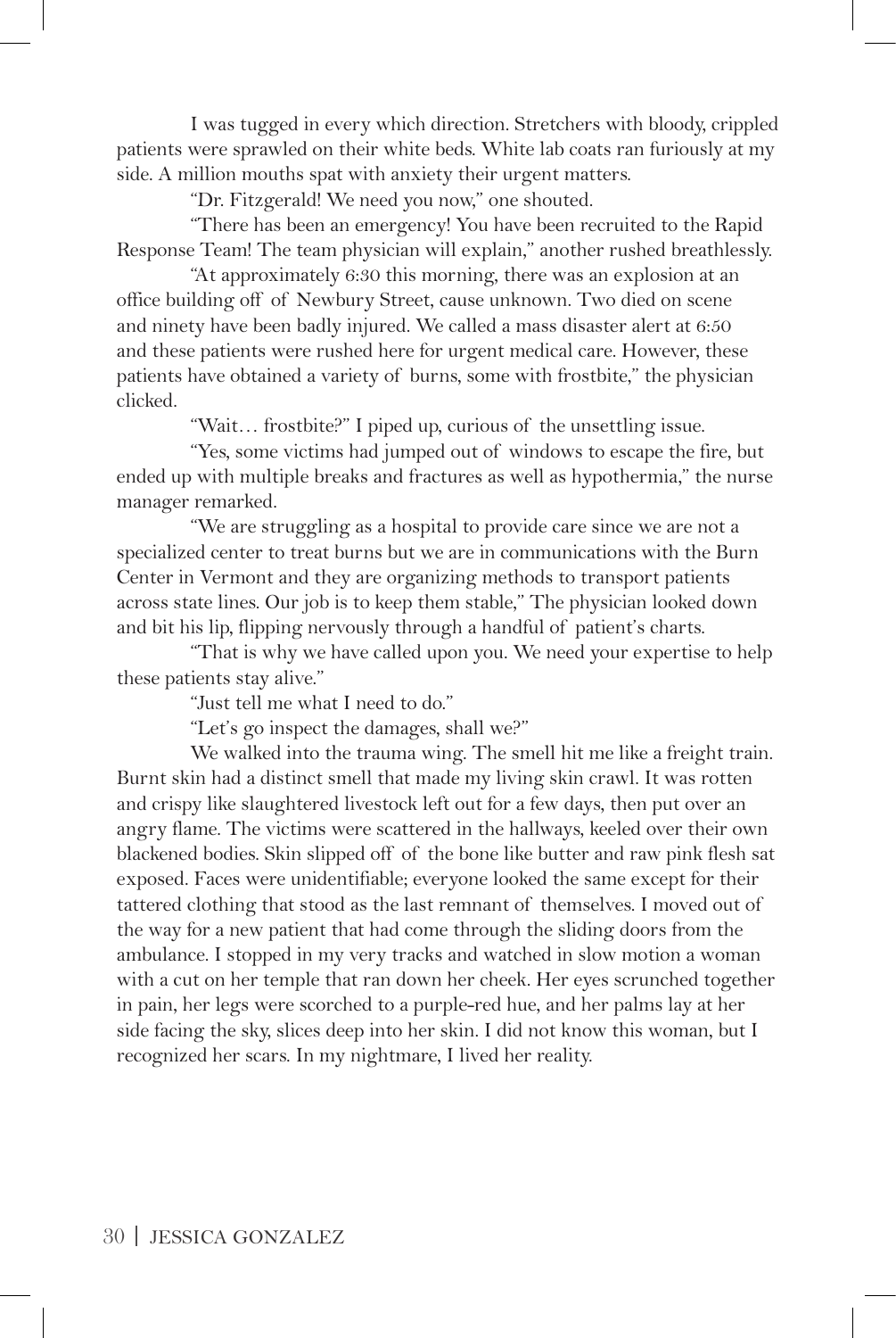I was tugged in every which direction. Stretchers with bloody, crippled patients were sprawled on their white beds. White lab coats ran furiously at my side. A million mouths spat with anxiety their urgent matters.

"Dr. Fitzgerald! We need you now," one shouted.

"There has been an emergency! You have been recruited to the Rapid Response Team! The team physician will explain," another rushed breathlessly.

"At approximately 6:30 this morning, there was an explosion at an office building off of Newbury Street, cause unknown. Two died on scene and ninety have been badly injured. We called a mass disaster alert at 6:50 and these patients were rushed here for urgent medical care. However, these patients have obtained a variety of burns, some with frostbite," the physician clicked.

"Wait… frostbite?" I piped up, curious of the unsettling issue.

"Yes, some victims had jumped out of windows to escape the fire, but ended up with multiple breaks and fractures as well as hypothermia," the nurse manager remarked.

"We are struggling as a hospital to provide care since we are not a specialized center to treat burns but we are in communications with the Burn Center in Vermont and they are organizing methods to transport patients across state lines. Our job is to keep them stable," The physician looked down and bit his lip, flipping nervously through a handful of patient's charts.

"That is why we have called upon you. We need your expertise to help these patients stay alive."

"Just tell me what I need to do."

"Let's go inspect the damages, shall we?"

We walked into the trauma wing. The smell hit me like a freight train. Burnt skin had a distinct smell that made my living skin crawl. It was rotten and crispy like slaughtered livestock left out for a few days, then put over an angry flame. The victims were scattered in the hallways, keeled over their own blackened bodies. Skin slipped off of the bone like butter and raw pink flesh sat exposed. Faces were unidentifiable; everyone looked the same except for their tattered clothing that stood as the last remnant of themselves. I moved out of the way for a new patient that had come through the sliding doors from the ambulance. I stopped in my very tracks and watched in slow motion a woman with a cut on her temple that ran down her cheek. Her eyes scrunched together in pain, her legs were scorched to a purple-red hue, and her palms lay at her side facing the sky, slices deep into her skin. I did not know this woman, but I recognized her scars. In my nightmare, I lived her reality.